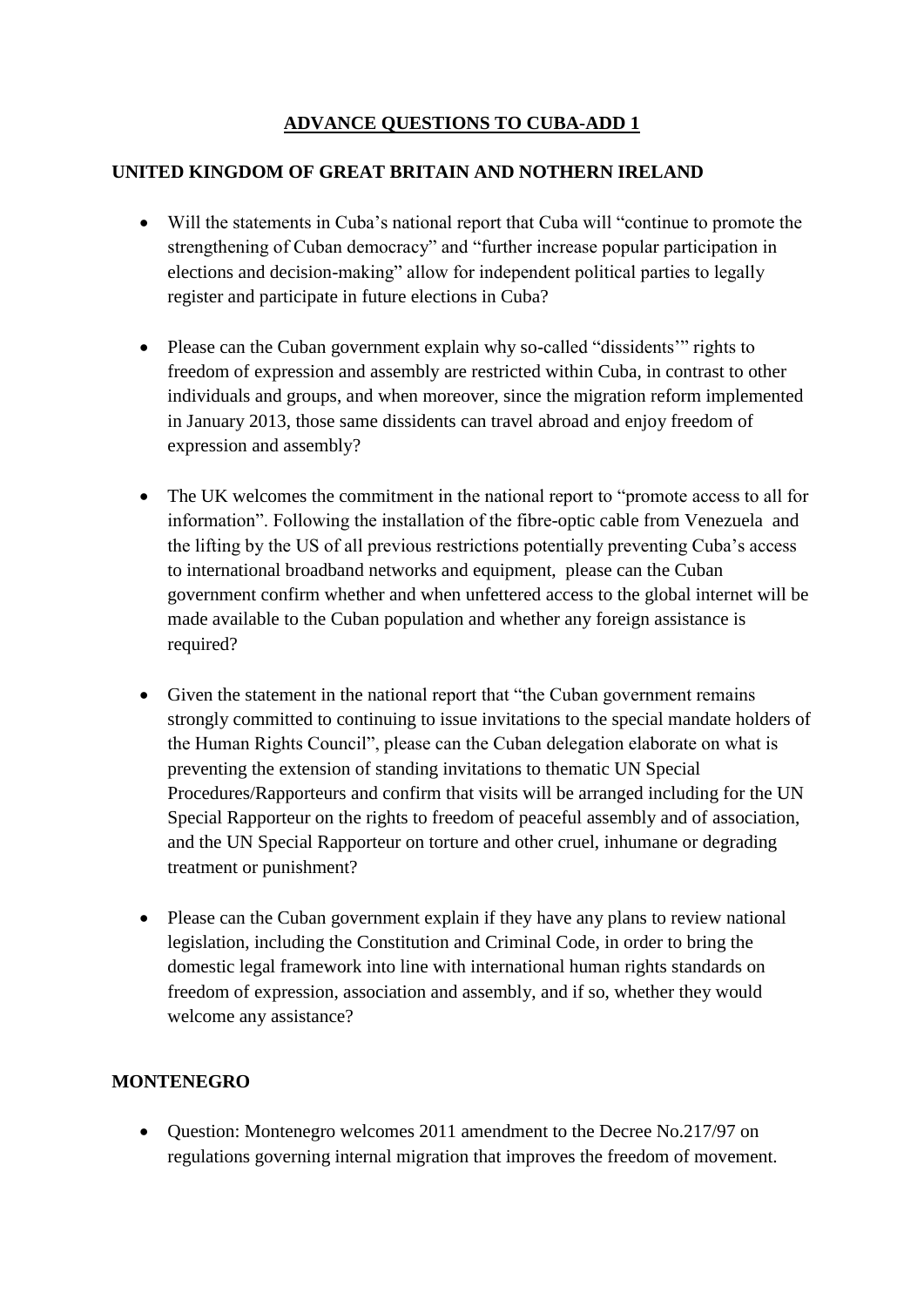# ADVANCE QUESTIONS TO CUBA-ADD 1

## UNITED KINGDOM OF GREAT BRITAIN AND NOTHERN IRELAND

- Will the statements in Cuba's national report that Cuba will "continue to promote the strengthening of Cuban democracy" and "further increase popular participation in elections and decision-making" allow for independent political parties to legally register and participate in future elections in Cuba?

- Please can the Cuban government explain why so-called "dissidents'" rights to freedom of expression and assembly are restricted within Cuba, in contrast to other individuals and groups, and when moreover, since the migration reform implemented in January 2013, those same dissidents can travel abroad and enjoy freedom of expression and assembly?

- The UK welcomes the commitment in the national report to "promote access to all for information". Following the installation of the fibre-optic cable from Venezuela and the lifting by the US of all previous restrictions potentially preventing Cuba's access to international broadband networks and equipment, please can the Cuban government confirm whether and when unfettered access to the global internet will be made available to the Cuban population and whether any foreign assistance is required?

- Given the statement in the national report that "the Cuban government remains strongly committed to continuing to issue invitations to the special mandate holders of the Human Rights Council", please can the Cuban delegation elaborate on what is preventing the extension of standing invitations to thematic UN Special Procedures/Rapporteurs and confirm that visits will be arranged including for the UN Special Rapporteur on the rights to freedom of peaceful assembly and of association, and the UN Special Rapporteur on torture and other cruel, inhumane or degrading treatment or punishment?

- Please can the Cuban government explain if they have any plans to review national legislation, including the Constitution and Criminal Code, in order to bring the domestic legal framework into line with international human rights standards on freedom of expression, association and assembly, and if so, whether they would welcome any assistance?

## MONTENEGRO

- Question: Montenegro welcomes 2011 amendment to the Decree No.217/97 on regulations governing internal migration that improves the freedom of movement.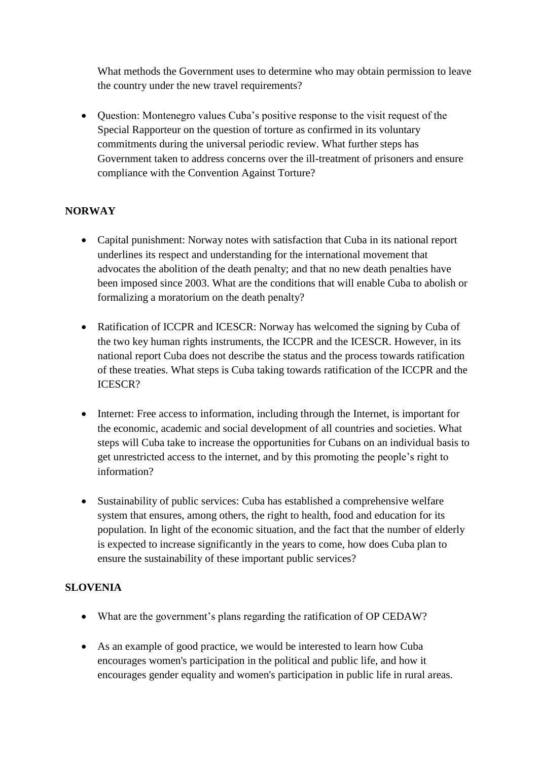What methods the Government uses to determine who may obtain permission to leave the country under the new travel requirements?

- Question: Montenegro values Cuba's positive response to the visit request of the Special Rapporteur on the question of torture as confirmed in its voluntary commitments during the universal periodic review. What further steps has Government taken to address concerns over the ill-treatment of prisoners and ensure compliance with the Convention Against Torture?

**NORWAY**

- Capital punishment: Norway notes with satisfaction that Cuba in its national report underlines its respect and understanding for the international movement that advocates the abolition of the death penalty; and that no new death penalties have been imposed since 2003. What are the conditions that will enable Cuba to abolish or formalizing a moratorium on the death penalty?

- Ratification of ICCPR and ICESCR: Norway has welcomed the signing by Cuba of the two key human rights instruments, the ICCPR and the ICESCR. However, in its national report Cuba does not describe the status and the process towards ratification of these treaties. What steps is Cuba taking towards ratification of the ICCPR and the ICESCR?

- Internet: Free access to information, including through the Internet, is important for the economic, academic and social development of all countries and societies. What steps will Cuba take to increase the opportunities for Cubans on an individual basis to get unrestricted access to the internet, and by this promoting the people's right to information?

- Sustainability of public services: Cuba has established a comprehensive welfare system that ensures, among others, the right to health, food and education for its population. In light of the economic situation, and the fact that the number of elderly is expected to increase significantly in the years to come, how does Cuba plan to ensure the sustainability of these important public services?

**SLOVENIA**

- What are the government's plans regarding the ratification of OP CEDAW?

- As an example of good practice, we would be interested to learn how Cuba encourages women's participation in the political and public life, and how it encourages gender equality and women's participation in public life in rural areas.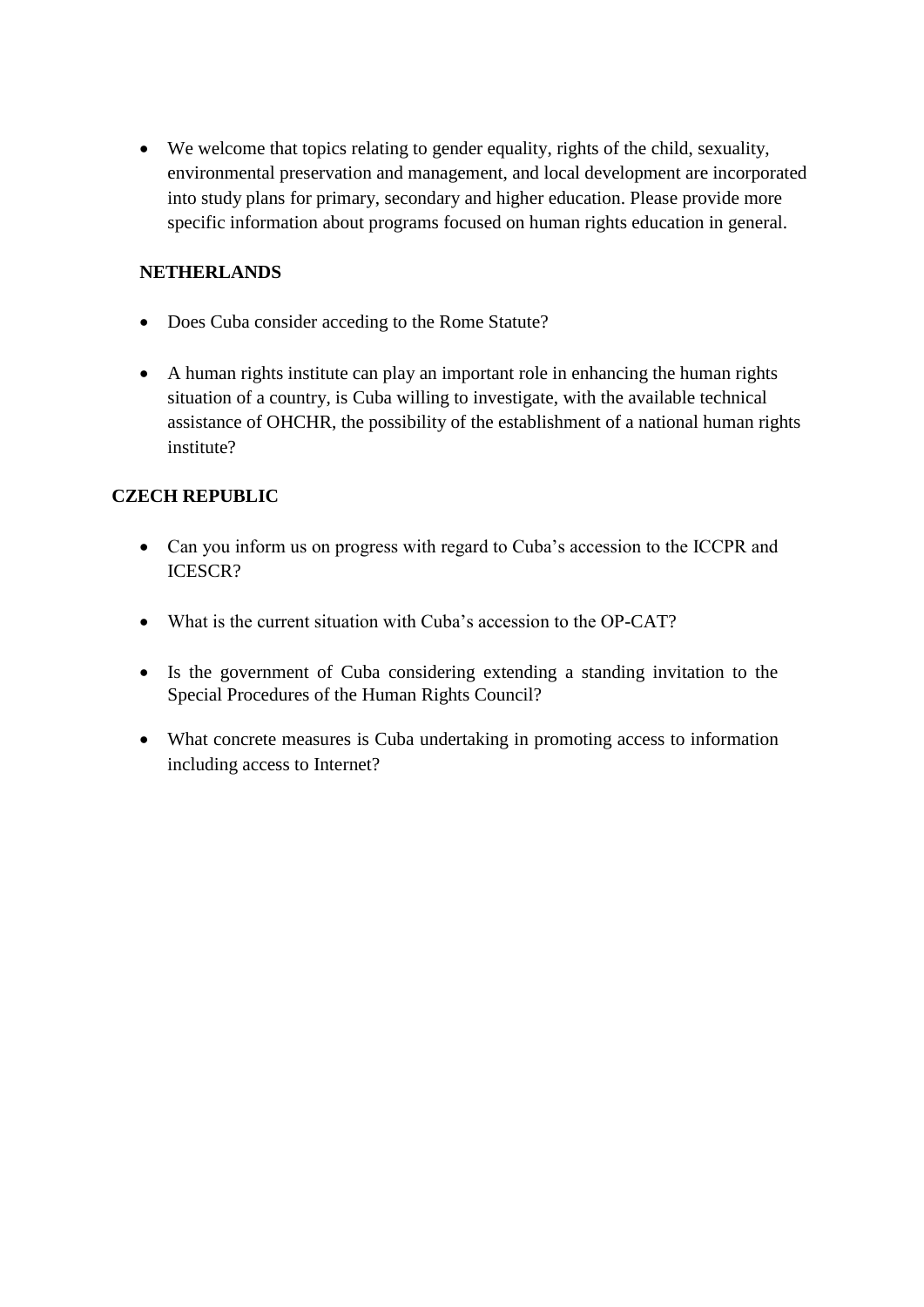- We welcome that topics relating to gender equality, rights of the child, sexuality, environmental preservation and management, and local development are incorporated into study plans for primary, secondary and higher education. Please provide more specific information about programs focused on human rights education in general.

**NETHERLANDS**

- Does Cuba consider acceding to the Rome Statute?

- A human rights institute can play an important role in enhancing the human rights situation of a country, is Cuba willing to investigate, with the available technical assistance of OHCHR, the possibility of the establishment of a national human rights institute?

**CZECH REPUBLIC**

- Can you inform us on progress with regard to Cuba's accession to the ICCPR and ICESCR?

- What is the current situation with Cuba's accession to the OP-CAT?

- Is the government of Cuba considering extending a standing invitation to the Special Procedures of the Human Rights Council?

- What concrete measures is Cuba undertaking in promoting access to information including access to Internet?